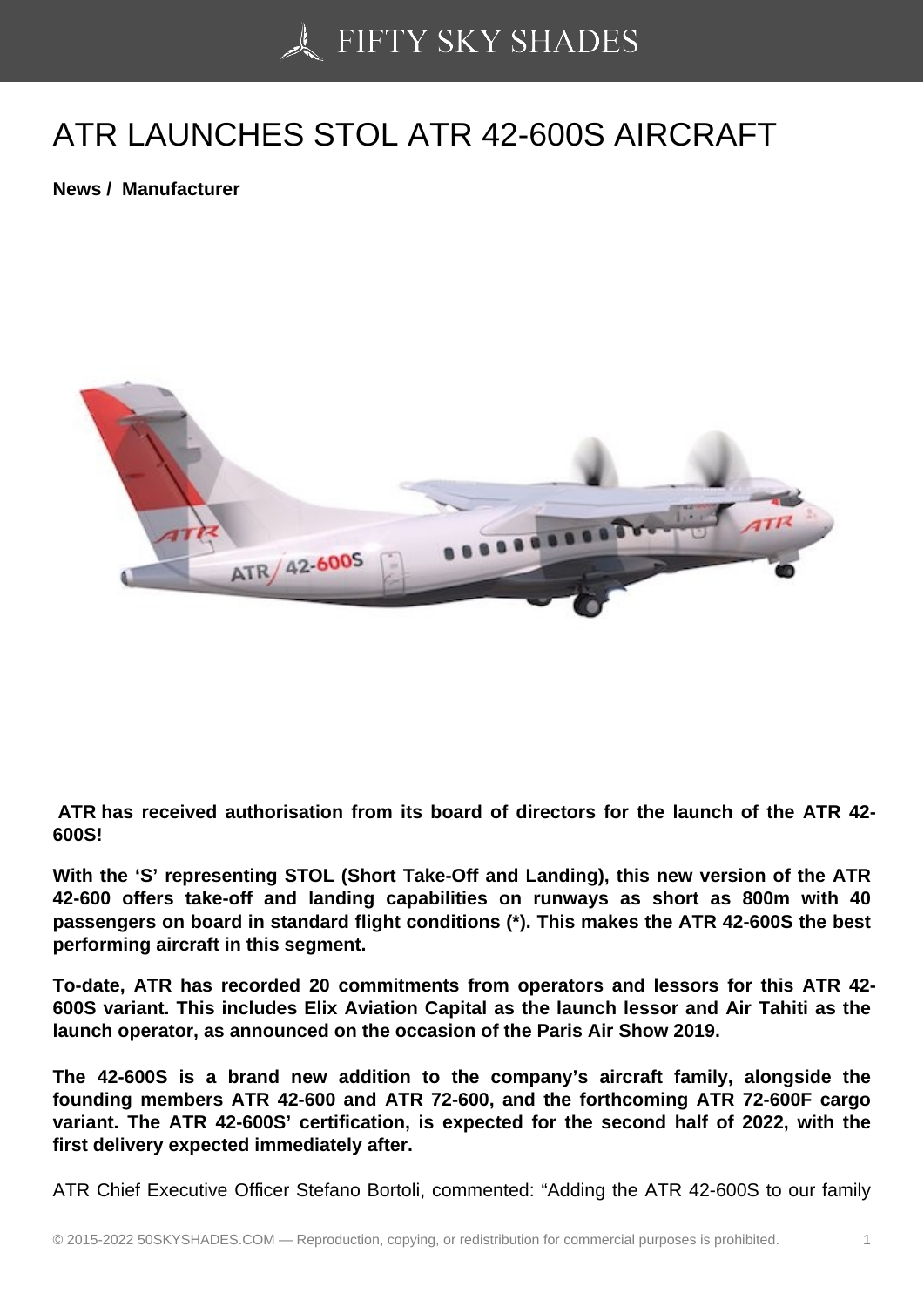# ATR LAUNCHES STOL ATR 42-600S AIRCRAFT

**News / Manufacturer**

**ATR has received authorisation from its board of directors for the launch of the ATR 42-600S!**

**With the 'S' representing STOL (Short Take-Off and Landing), this new version of the ATR 42-600 offers take-off and landing capabilities on runways as short as 800m with 40 passengers on board in standard flight conditions (*). This makes the ATR 42-600S the best performing aircraft in this segment.**

**To-date, ATR has recorded 20 commitments from operators and lessors for this ATR 42-600S variant. This includes Elix Aviation Capital as the launch lessor and Air Tahiti as the launch operator, as announced on the occasion of the Paris Air Show 2019.**

**The 42-600S is a brand new addition to the company's aircraft family, alongside the founding members ATR 42-600 and ATR 72-600, and the forthcoming ATR 72-600F cargo variant. The ATR 42-600S' certification, is expected for the second half of 2022, with the first delivery expected immediately after.**

ATR Chief Executive Officer Stefano Bortoli, commented: "Adding the ATR 42-600S to our family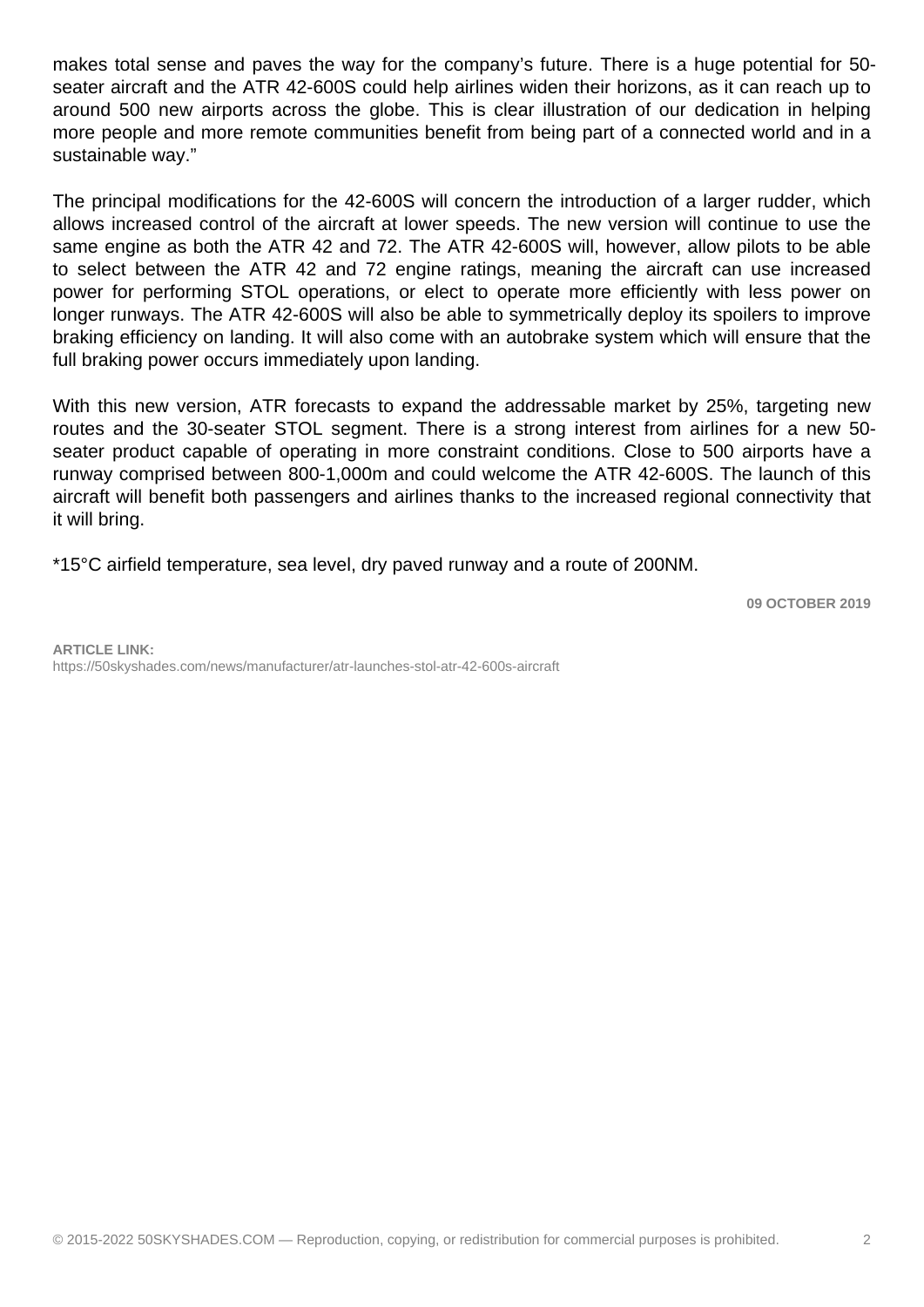makes total sense and paves the way for the company's future. There is a huge potential for 50-seater aircraft and the ATR 42-600S could help airlines widen their horizons, as it can reach up to around 500 new airports across the globe. This is clear illustration of our dedication in helping more people and more remote communities benefit from being part of a connected world and in a sustainable way."

The principal modifications for the 42-600S will concern the introduction of a larger rudder, which allows increased control of the aircraft at lower speeds. The new version will continue to use the same engine as both the ATR 42 and 72. The ATR 42-600S will, however, allow pilots to be able to select between the ATR 42 and 72 engine ratings, meaning the aircraft can use increased power for performing STOL operations, or elect to operate more efficiently with less power on longer runways. The ATR 42-600S will also be able to symmetrically deploy its spoilers to improve braking efficiency on landing. It will also come with an autobrake system which will ensure that the full braking power occurs immediately upon landing.

With this new version, ATR forecasts to expand the addressable market by 25%, targeting new routes and the 30-seater STOL segment. There is a strong interest from airlines for a new 50-seater product capable of operating in more constraint conditions. Close to 500 airports have a runway comprised between 800-1,000m and could welcome the ATR 42-600S. The launch of this aircraft will benefit both passengers and airlines thanks to the increased regional connectivity that it will bring.

*15°C airfield temperature, sea level, dry paved runway and a route of 200NM.

**09 OCTOBER 2019**

**ARTICLE LINK:**
https://50skyshades.com/news/manufacturer/atr-launches-stol-atr-42-600s-aircraft

© 2015-2022 50SKYSHADES.COM — Reproduction, copying, or redistribution for commercial purposes is prohibited.